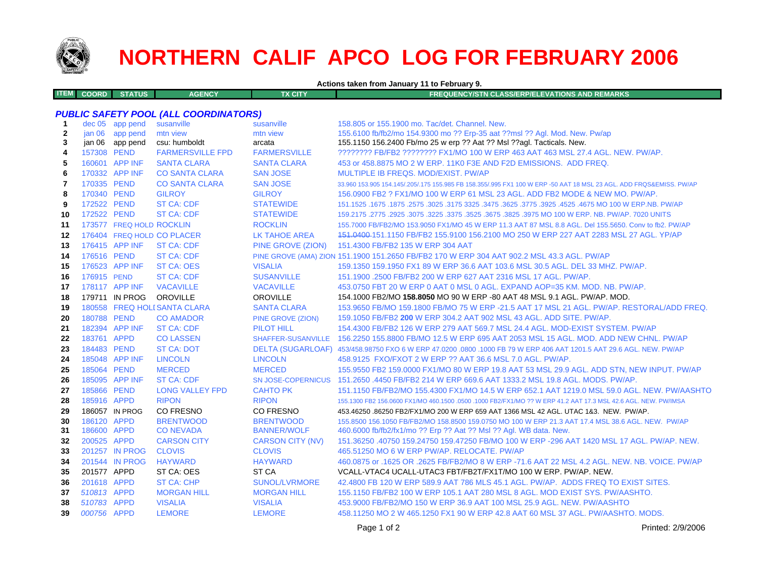# NORTHERN CALIF APCO LOG FOR FEBRUARY 2006

**Actions taken from January 11 to February 9.**

| ITEM | COORD | STATUS | AGENCY | TX CITY | FREQUENCY/STN CLASS/ERP/ELEVATIONS AND REMARKS |
|---|---|---|---|---|---|
| | | | ***PUBLIC SAFETY POOL (ALL COORDINATORS)*** | | |
| **1** | dec 05 | app pend | susanville | susanville | 158.805 or 155.1900 mo. Tac/det. Channel. New. |
| **2** | jan 06 | app pend | mtn view | mtn view | 155.6100 fb/fb2/mo 154.9300 mo ?? Erp-35 aat ??msl ?? Agl. Mod. New. Pw/ap |
| **3** | jan 06 | app pend | csu: humboldt | arcata | 155.1150 156.2400 Fb/mo 25 w erp ?? Aat ?? Msl ??agl. Tacticals. New. |
| **4** | 157308 | PEND | FARMERSVILLE FPD | FARMERSVILLE | ???????? FB/FB2 ???????? FX1/MO 100 W ERP 463 AAT 463 MSL 27.4 AGL. NEW. PW/AP. |
| **5** | 160601 | APP INF | SANTA CLARA | SANTA CLARA | 453 or 458.8875 MO 2 W ERP. 11K0 F3E AND F2D EMISSIONS. ADD FREQ. |
| **6** | 170332 | APP INF | CO SANTA CLARA | SAN JOSE | MULTIPLE IB FREQS. MOD/EXIST. PW/AP |
| **7** | 170335 | PEND | CO SANTA CLARA | SAN JOSE | 33.960 153.905 154.145/.205/.175 155.985 FB 158.355/.995 FX1 100 W ERP -50 AAT 18 MSL 23 AGL. ADD FRQS&EMISS. PW/AP |
| **8** | 170340 | PEND | GILROY | GILROY | 156.0900 FB2 ? FX1/MO 100 W ERP 61 MSL 23 AGL. ADD FB2 MODE & NEW MO. PW/AP. |
| **9** | 172522 | PEND | ST CA: CDF | STATEWIDE | 151.1525 .1675 .1875 .2575 .3025 .3175 3325 .3475 .3625 .3775 .3925 .4525 .4675 MO 100 W ERP.NB. PW/AP |
| **10** | 172522 | PEND | ST CA: CDF | STATEWIDE | 159.2175 .2775 .2925 .3075 .3225 .3375 .3525 .3675 .3825 .3975 MO 100 W ERP. NB. PW/AP. 7020 UNITS |
| **11** | 173577 | FREQ HOLD | ROCKLIN | ROCKLIN | 155.7000 FB/FB2/MO 153.9050 FX1/MO 45 W ERP 11.3 AAT 87 MSL 8.8 AGL. Del 155.5650. Conv to fb2. PW/AP |
| **12** | 176404 | FREQ HOLD | CO PLACER | LK TAHOE AREA | ~~151.0400~~ 151.1150 FB/FB2 155.9100 156.2100 MO 250 W ERP 227 AAT 2283 MSL 27 AGL. YP/AP |
| **13** | 176415 | APP INF | ST CA: CDF | PINE GROVE (ZION) | 151.4300 FB/FB2 135 W ERP 304 AAT |
| **14** | 176516 | PEND | ST CA: CDF | PINE GROVE (AMA) ZION | 151.1900 151.2650 FB/FB2 170 W ERP 304 AAT 902.2 MSL 43.3 AGL. PW/AP |
| **15** | 176523 | APP INF | ST CA: OES | VISALIA | 159.1350 159.1950 FX1 89 W ERP 36.6 AAT 103.6 MSL 30.5 AGL. DEL 33 MHZ. PW/AP. |
| **16** | 176915 | PEND | ST CA: CDF | SUSANVILLE | 151.1900 .2500 FB/FB2 200 W ERP 627 AAT 2316 MSL 17 AGL. PW/AP. |
| **17** | 178117 | APP INF | VACAVILLE | VACAVILLE | 453.0750 FBT 20 W ERP 0 AAT 0 MSL 0 AGL. EXPAND AOP=35 KM. MOD. NB. PW/AP. |
| **18** | 179711 | IN PROG | OROVILLE | OROVILLE | 154.1000 FB2/MO **158.8050** MO 90 W ERP -80 AAT 48 MSL 9.1 AGL. PW/AP. MOD. |
| **19** | 180558 | FREQ HOLD | SANTA CLARA | SANTA CLARA | 153.9650 FB/MO 159.1800 FB/MO 75 W ERP -21.5 AAT 17 MSL 21 AGL. PW/AP. RESTORAL/ADD FREQ. |
| **20** | 180788 | PEND | CO AMADOR | PINE GROVE (ZION) | 159.1050 FB/FB2 **200** W ERP 304.2 AAT 902 MSL 43 AGL. ADD SITE. PW/AP. |
| **21** | 182394 | APP INF | ST CA: CDF | PILOT HILL | 154.4300 FB/FB2 126 W ERP 279 AAT 569.7 MSL 24.4 AGL. MOD-EXIST SYSTEM. PW/AP |
| **22** | 183761 | APPD | CO LASSEN | SHAFFER-SUSANVILLE | 156.2250 155.8800 FB/MO 12.5 W ERP 695 AAT 2053 MSL 15 AGL. MOD. ADD NEW CHNL. PW/AP |
| **23** | 184483 | PEND | ST CA: DOT | DELTA (SUGARLOAF) | 453/458.98750 FXO 6 W ERP 47.0200 .0800 .1000 FB 79 W ERP 406 AAT 1201.5 AAT 29.6 AGL. NEW. PW/AP |
| **24** | 185048 | APP INF | LINCOLN | LINCOLN | 458.9125 FXO/FXOT 2 W ERP ?? AAT 36.6 MSL 7.0 AGL. PW/AP. |
| **25** | 185064 | PEND | MERCED | MERCED | 155.9550 FB2 159.0000 FX1/MO 80 W ERP 19.8 AAT 53 MSL 29.9 AGL. ADD STN, NEW INPUT. PW/AP |
| **26** | 185095 | APP INF | ST CA: CDF | SN JOSE-COPERNICUS | 151.2650 .4450 FB/FB2 214 W ERP 669.6 AAT 1333.2 MSL 19.8 AGL. MODS. PW/AP. |
| **27** | 185866 | PEND | LONG VALLEY FPD | CAHTO PK | 151.1150 FB/FB2/MO 155.4300 FX1/MO 14.5 W ERP 652.1 AAT 1219.0 MSL 59.0 AGL. NEW. PW/AASHTO |
| **28** | 185916 | APPD | RIPON | RIPON | 155.1300 FB2 156.0600 FX1/MO 460.1500 .0500 .1000 FB2/FX1/MO ?? W ERP 41.2 AAT 17.3 MSL 42.6 AGL. NEW. PW/IMSA |
| **29** | 186057 | IN PROG | CO FRESNO | CO FRESNO | 453.46250 .86250 FB2/FX1/MO 200 W ERP 659 AAT 1366 MSL 42 AGL. UTAC 1&3. NEW. PW/AP. |
| **30** | 186120 | APPD | BRENTWOOD | BRENTWOOD | 155.8500 156.1050 FB/FB2/MO 158.8500 159.0750 MO 100 W ERP 21.3 AAT 17.4 MSL 38.6 AGL. NEW. PW/AP |
| **31** | 186600 | APPD | CO NEVADA | BANNER/WOLF | 460.6000 fb/fb2/fx1/mo ?? Erp ?? Aat ?? Msl ?? Agl. WB data. New. |
| **32** | 200525 | APPD | CARSON CITY | CARSON CITY (NV) | 151.36250 .40750 159.24750 159.47250 FB/MO 100 W ERP -296 AAT 1420 MSL 17 AGL. PW/AP. NEW. |
| **33** | 201257 | IN PROG | CLOVIS | CLOVIS | 465.51250 MO 6 W ERP PW/AP. RELOCATE. PW/AP |
| **34** | 201544 | IN PROG | HAYWARD | HAYWARD | 460.0875 or .1625 OR .2625 FB/FB2/MO 8 W ERP -71.6 AAT 22 MSL 4.2 AGL. NEW. NB. VOICE. PW/AP |
| **35** | 201577 | APPD | ST CA: OES | ST CA | VCALL-VTAC4 UCALL-UTAC3 FBT/FB2T/FX1T/MO 100 W ERP. PW/AP. NEW. |
| **36** | 201618 | APPD | ST CA: CHP | SUNOL/LVRMORE | 42.4800 FB 120 W ERP 589.9 AAT 786 MLS 45.1 AGL. PW/AP. ADDS FREQ TO EXIST SITES. |
| **37** | *510813* | APPD | MORGAN HILL | MORGAN HILL | 155.1150 FB/FB2 100 W ERP 105.1 AAT 280 MSL 8 AGL. MOD EXIST SYS. PW/AASHTO. |
| **38** | *510783* | APPD | VISALIA | VISALIA | 453.9000 FB/FB2/MO 150 W ERP 36.9 AAT 100 MSL 25.9 AGL. NEW. PW/AASHTO |
| **39** | *000756* | APPD | LEMORE | LEMORE | 458.11250 MO 2 W 465.1250 FX1 90 W ERP 42.8 AAT 60 MSL 37 AGL. PW/AASHTO. MODS. |

Printed: 2/9/2006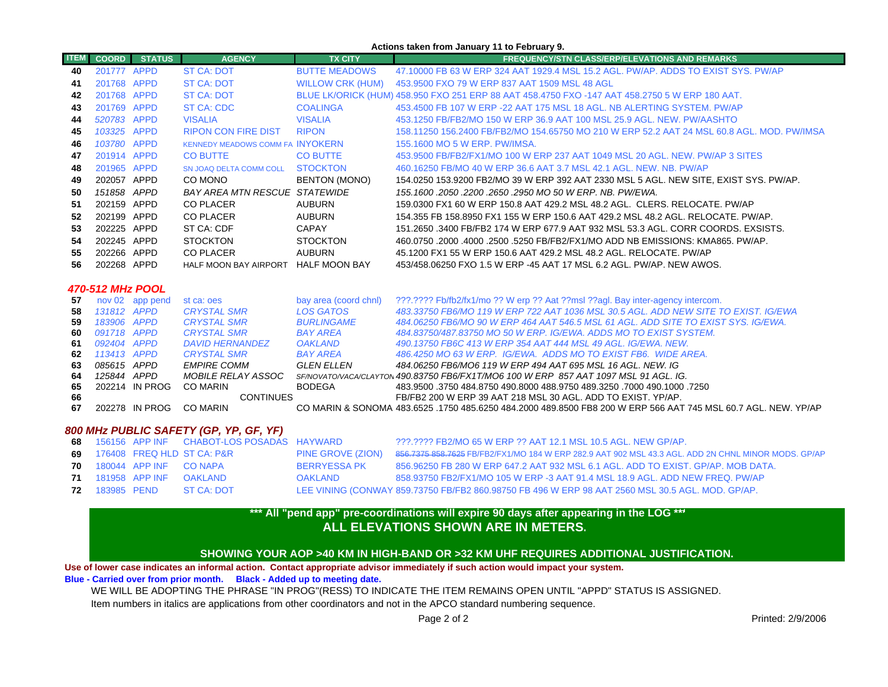Actions taken from January 11 to February 9.

| ITEM | COORD | STATUS | AGENCY | TX CITY | FREQUENCY/STN CLASS/ERP/ELEVATIONS AND REMARKS |
|---|---|---|---|---|---|
| 40 | 201777 | APPD | ST CA: DOT | BUTTE MEADOWS | 47.10000 FB 63 W ERP 324 AAT 1929.4 MSL 15.2 AGL. PW/AP. ADDS TO EXIST SYS. PW/AP |
| 41 | 201768 | APPD | ST CA: DOT | WILLOW CRK (HUM) | 453.9500 FXO 79 W ERP 837 AAT 1509 MSL 48 AGL |
| 42 | 201768 | APPD | ST CA: DOT | BLUE LK/ORICK (HUM) | 458.950 FXO 251 ERP 88 AAT 458.4750 FXO -147 AAT 458.2750 5 W ERP 180 AAT. |
| 43 | 201769 | APPD | ST CA: CDC | COALINGA | 453.4500 FB 107 W ERP -22 AAT 175 MSL 18 AGL. NB ALERTING SYSTEM. PW/AP |
| 44 | *520783* | APPD | VISALIA | VISALIA | 453.1250 FB/FB2/MO 150 W ERP 36.9 AAT 100 MSL 25.9 AGL. NEW. PW/AASHTO |
| 45 | *103325* | APPD | RIPON CON FIRE DIST | RIPON | 158.11250 156.2400 FB/FB2/MO 154.65750 MO 210 W ERP 52.2 AAT 24 MSL 60.8 AGL. MOD. PW/IMSA |
| 46 | *103780* | APPD | KENNEDY MEADOWS COMM FA | INYOKERN | 155.1600 MO 5 W ERP. PW/IMSA. |
| 47 | 201914 | APPD | CO BUTTE | CO BUTTE | 453.9500 FB/FB2/FX1/MO 100 W ERP 237 AAT 1049 MSL 20 AGL. NEW. PW/AP 3 SITES |
| 48 | 201965 | APPD | SN JOAQ DELTA COMM COLL | STOCKTON | 460.16250 FB/MO 40 W ERP 36.6 AAT 3.7 MSL 42.1 AGL. NEW. NB. PW/AP |
| 49 | 202057 | APPD | CO MONO | BENTON (MONO) | 154.0250 153.9200 FB2/MO 39 W ERP 392 AAT 2330 MSL 5 AGL. NEW SITE, EXIST SYS. PW/AP. |
| 50 | *151858* | *APPD* | *BAY AREA MTN RESCUE* | *STATEWIDE* | *155.1600 .2050 .2200 .2650 .2950 MO 50 W ERP. NB. PW/EWA.* |
| 51 | 202159 | APPD | CO PLACER | AUBURN | 159.0300 FX1 60 W ERP 150.8 AAT 429.2 MSL 48.2 AGL. CLERS. RELOCATE. PW/AP |
| 52 | 202199 | APPD | CO PLACER | AUBURN | 154.355 FB 158.8950 FX1 155 W ERP 150.6 AAT 429.2 MSL 48.2 AGL. RELOCATE. PW/AP. |
| 53 | 202225 | APPD | ST CA: CDF | CAPAY | 151.2650 .3400 FB/FB2 174 W ERP 677.9 AAT 932 MSL 53.3 AGL. CORR COORDS. EXSISTS. |
| 54 | 202245 | APPD | STOCKTON | STOCKTON | 460.0750 .2000 .4000 .2500 .5250 FB/FB2/FX1/MO ADD NB EMISSIONS: KMA865. PW/AP. |
| 55 | 202266 | APPD | CO PLACER | AUBURN | 45.1200 FX1 55 W ERP 150.6 AAT 429.2 MSL 48.2 AGL. RELOCATE. PW/AP |
| 56 | 202268 | APPD | HALF MOON BAY AIRPORT | HALF MOON BAY | 453/458.06250 FXO 1.5 W ERP -45 AAT 17 MSL 6.2 AGL. PW/AP. NEW AWOS. |

## *470-512 MHz POOL*

| ITEM | COORD | STATUS | AGENCY | TX CITY | FREQUENCY/STN CLASS/ERP/ELEVATIONS AND REMARKS |
|---|---|---|---|---|---|
| 57 | nov 02 | app pend | st ca: oes | bay area (coord chnl) | ???.???? Fb/fb2/fx1/mo ?? W erp ?? Aat ??msl ??agl. Bay inter-agency intercom. |
| 58 | *131812* | *APPD* | *CRYSTAL SMR* | *LOS GATOS* | *483.33750 FB6/MO 119 W ERP 722 AAT 1036 MSL 30.5 AGL. ADD NEW SITE TO EXIST. IG/EWA* |
| 59 | *183906* | *APPD* | *CRYSTAL SMR* | *BURLINGAME* | *484.06250 FB6/MO 90 W ERP 464 AAT 546.5 MSL 61 AGL. ADD SITE TO EXIST SYS. IG/EWA.* |
| 60 | *091718* | *APPD* | *CRYSTAL SMR* | *BAY AREA* | *484.83750/487.83750 MO 50 W ERP. IG/EWA. ADDS MO TO EXIST SYSTEM.* |
| 61 | *092404* | *APPD* | *DAVID HERNANDEZ* | *OAKLAND* | *490.13750 FB6C 413 W ERP 354 AAT 444 MSL 49 AGL. IG/EWA. NEW.* |
| 62 | *113413* | *APPD* | *CRYSTAL SMR* | *BAY AREA* | *486.4250 MO 63 W ERP. IG/EWA. ADDS MO TO EXIST FB6. WIDE AREA.* |
| 63 | *085615* | *APPD* | *EMPIRE COMM* | *GLEN ELLEN* | *484.06250 FB6/MO6 119 W ERP 494 AAT 695 MSL 16 AGL. NEW. IG* |
| 64 | *125844* | *APPD* | *MOBILE RELAY ASSOC* | *SF/NOVATO/VACA/CLAYTON* | *490.83750 FB6/FX1T/MO6 100 W ERP 857 AAT 1097 MSL 91 AGL. IG.* |
| 65 | 202214 | IN PROG | CO MARIN | BODEGA | 483.9500 .3750 484.8750 490.8000 488.9750 489.3250 .7000 490.1000 .7250 |
| 66 | | | CONTINUES | | FB/FB2 200 W ERP 39 AAT 218 MSL 30 AGL. ADD TO EXIST. YP/AP. |
| 67 | 202278 | IN PROG | CO MARIN | CO MARIN & SONOMA | 483.6525 .1750 485.6250 484.2000 489.8500 FB8 200 W ERP 566 AAT 745 MSL 60.7 AGL. NEW. YP/AP |

## *800 MHz PUBLIC SAFETY (GP, YP, GF, YF)*

| ITEM | COORD | STATUS | AGENCY | TX CITY | FREQUENCY/STN CLASS/ERP/ELEVATIONS AND REMARKS |
|---|---|---|---|---|---|
| 68 | 156156 | APP INF | CHABOT-LOS POSADAS | HAYWARD | ???.???? FB2/MO 65 W ERP ?? AAT 12.1 MSL 10.5 AGL. NEW GP/AP. |
| 69 | 176408 | FREQ HLD | ST CA: P&R | PINE GROVE (ZION) | ~~856.7375 858.7625~~ FB/FB2/FX1/MO 184 W ERP 282.9 AAT 902 MSL 43.3 AGL. ADD 2N CHNL MINOR MODS. GP/AP |
| 70 | 180044 | APP INF | CO NAPA | BERRYESSA PK | 856.96250 FB 280 W ERP 647.2 AAT 932 MSL 6.1 AGL. ADD TO EXIST. GP/AP. MOB DATA. |
| 71 | 181958 | APP INF | OAKLAND | OAKLAND | 858.93750 FB2/FX1/MO 105 W ERP -3 AAT 91.4 MSL 18.9 AGL. ADD NEW FREQ. PW/AP |
| 72 | 183985 | PEND | ST CA: DOT | LEE VINING (CONWAY | 859.73750 FB/FB2 860.98750 FB 496 W ERP 98 AAT 2560 MSL 30.5 AGL. MOD. GP/AP. |

**\*\*\* All "pend app" pre-coordinations will expire 90 days after appearing in the LOG \*\*\***

**ALL ELEVATIONS SHOWN ARE IN METERS.**

**SHOWING YOUR AOP >40 KM IN HIGH-BAND OR >32 KM UHF REQUIRES ADDITIONAL JUSTIFICATION.**

**Use of lower case indicates an informal action. Contact appropriate advisor immediately if such action would impact your system.**

**Blue - Carried over from prior month. Black - Added up to meeting date.**

WE WILL BE ADOPTING THE PHRASE "IN PROG"(RESS) TO INDICATE THE ITEM REMAINS OPEN UNTIL "APPD" STATUS IS ASSIGNED.

Item numbers in italics are applications from other coordinators and not in the APCO standard numbering sequence.

Printed: 2/9/2006